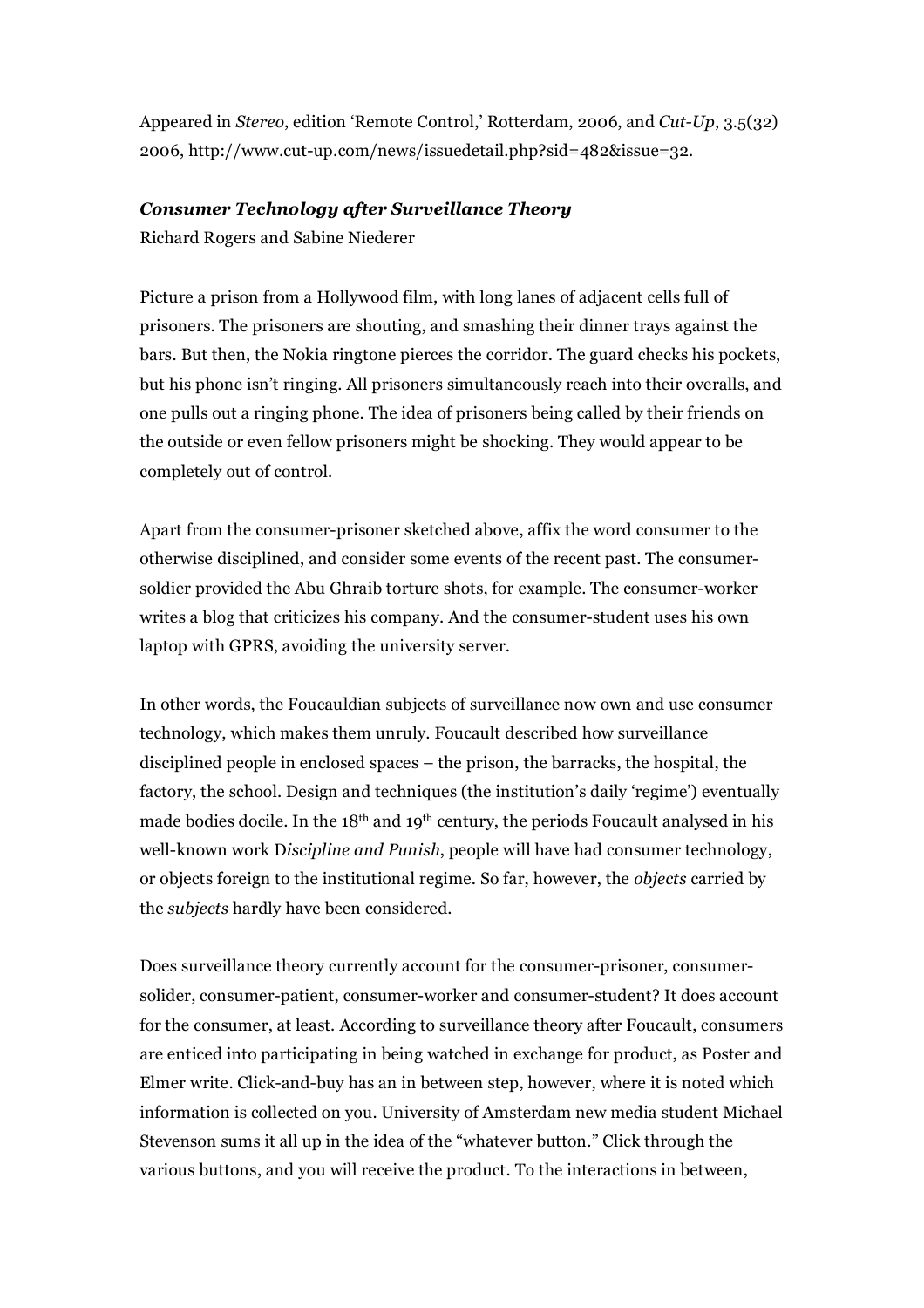Appeared in *Stereo*, edition 'Remote Control,' Rotterdam, 2006, and *Cut-Up*, 3.5(32) 2006, http://www.cut-up.com/news/issuedetail.php?sid=482&issue=32.

***Consumer Technology after Surveillance Theory***

Richard Rogers and Sabine Niederer

Picture a prison from a Hollywood film, with long lanes of adjacent cells full of prisoners. The prisoners are shouting, and smashing their dinner trays against the bars. But then, the Nokia ringtone pierces the corridor. The guard checks his pockets, but his phone isn't ringing. All prisoners simultaneously reach into their overalls, and one pulls out a ringing phone. The idea of prisoners being called by their friends on the outside or even fellow prisoners might be shocking. They would appear to be completely out of control.

Apart from the consumer-prisoner sketched above, affix the word consumer to the otherwise disciplined, and consider some events of the recent past. The consumer-soldier provided the Abu Ghraib torture shots, for example. The consumer-worker writes a blog that criticizes his company. And the consumer-student uses his own laptop with GPRS, avoiding the university server.

In other words, the Foucauldian subjects of surveillance now own and use consumer technology, which makes them unruly. Foucault described how surveillance disciplined people in enclosed spaces – the prison, the barracks, the hospital, the factory, the school. Design and techniques (the institution's daily 'regime') eventually made bodies docile. In the 18th and 19th century, the periods Foucault analysed in his well-known work D*iscipline and Punish*, people will have had consumer technology, or objects foreign to the institutional regime. So far, however, the *objects* carried by the *subjects* hardly have been considered.

Does surveillance theory currently account for the consumer-prisoner, consumer-solider, consumer-patient, consumer-worker and consumer-student? It does account for the consumer, at least. According to surveillance theory after Foucault, consumers are enticed into participating in being watched in exchange for product, as Poster and Elmer write. Click-and-buy has an in between step, however, where it is noted which information is collected on you. University of Amsterdam new media student Michael Stevenson sums it all up in the idea of the "whatever button." Click through the various buttons, and you will receive the product. To the interactions in between,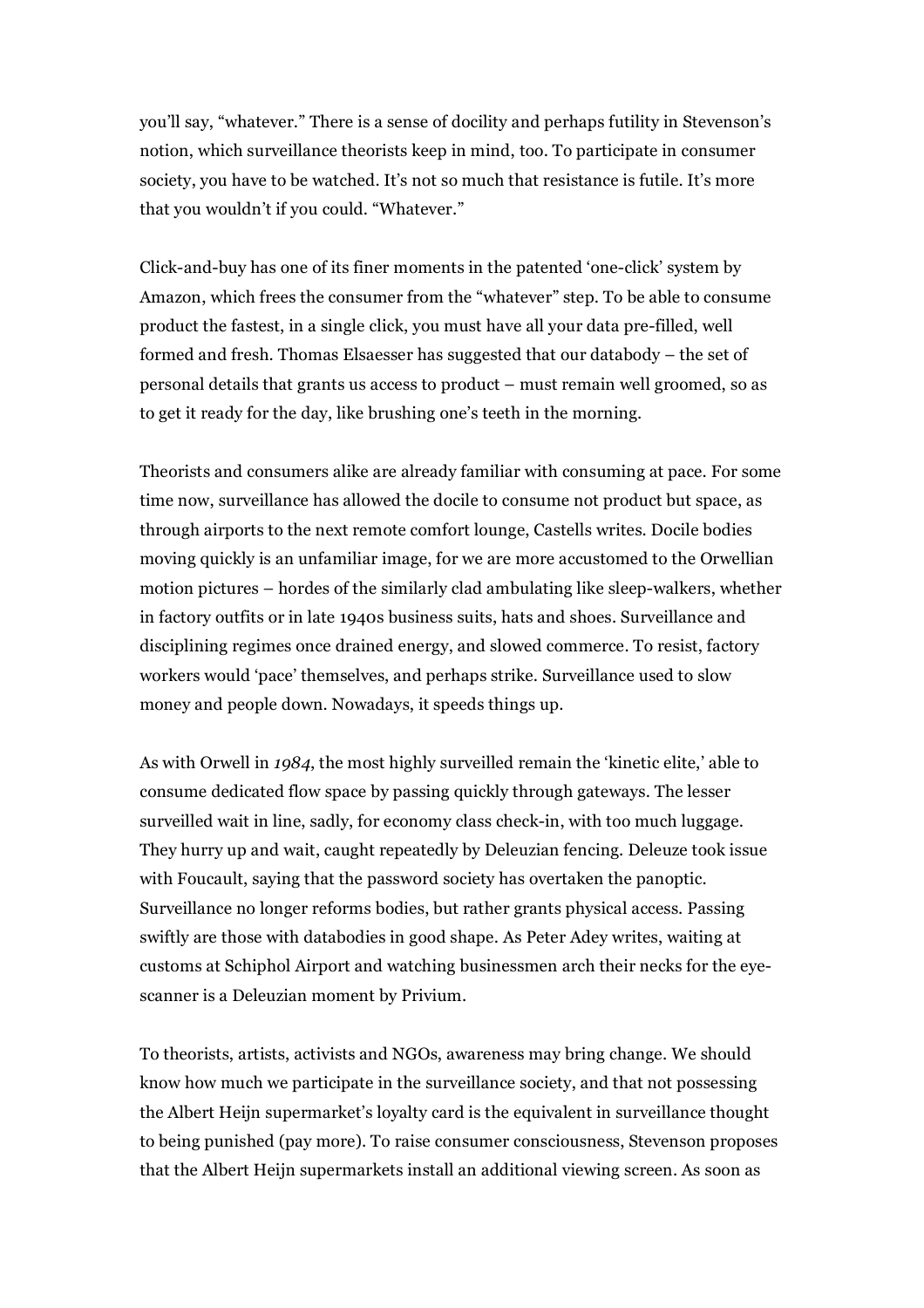you'll say, "whatever." There is a sense of docility and perhaps futility in Stevenson's notion, which surveillance theorists keep in mind, too. To participate in consumer society, you have to be watched. It's not so much that resistance is futile. It's more that you wouldn't if you could. "Whatever."

Click-and-buy has one of its finer moments in the patented 'one-click' system by Amazon, which frees the consumer from the "whatever" step. To be able to consume product the fastest, in a single click, you must have all your data pre-filled, well formed and fresh. Thomas Elsaesser has suggested that our databody – the set of personal details that grants us access to product – must remain well groomed, so as to get it ready for the day, like brushing one's teeth in the morning.

Theorists and consumers alike are already familiar with consuming at pace. For some time now, surveillance has allowed the docile to consume not product but space, as through airports to the next remote comfort lounge, Castells writes. Docile bodies moving quickly is an unfamiliar image, for we are more accustomed to the Orwellian motion pictures – hordes of the similarly clad ambulating like sleep-walkers, whether in factory outfits or in late 1940s business suits, hats and shoes. Surveillance and disciplining regimes once drained energy, and slowed commerce. To resist, factory workers would 'pace' themselves, and perhaps strike. Surveillance used to slow money and people down. Nowadays, it speeds things up.

As with Orwell in *1984*, the most highly surveilled remain the 'kinetic elite,' able to consume dedicated flow space by passing quickly through gateways. The lesser surveilled wait in line, sadly, for economy class check-in, with too much luggage. They hurry up and wait, caught repeatedly by Deleuzian fencing. Deleuze took issue with Foucault, saying that the password society has overtaken the panoptic. Surveillance no longer reforms bodies, but rather grants physical access. Passing swiftly are those with databodies in good shape. As Peter Adey writes, waiting at customs at Schiphol Airport and watching businessmen arch their necks for the eye-scanner is a Deleuzian moment by Privium.

To theorists, artists, activists and NGOs, awareness may bring change. We should know how much we participate in the surveillance society, and that not possessing the Albert Heijn supermarket's loyalty card is the equivalent in surveillance thought to being punished (pay more). To raise consumer consciousness, Stevenson proposes that the Albert Heijn supermarkets install an additional viewing screen. As soon as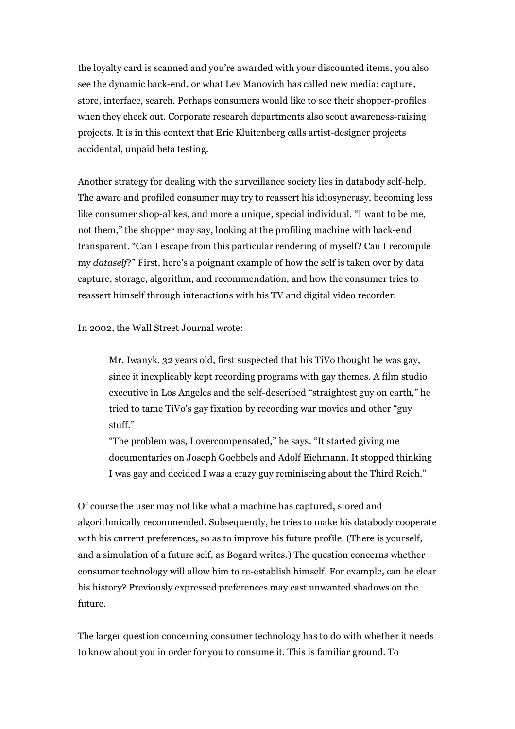the loyalty card is scanned and you're awarded with your discounted items, you also see the dynamic back-end, or what Lev Manovich has called new media: capture, store, interface, search. Perhaps consumers would like to see their shopper-profiles when they check out. Corporate research departments also scout awareness-raising projects. It is in this context that Eric Kluitenberg calls artist-designer projects accidental, unpaid beta testing.

Another strategy for dealing with the surveillance society lies in databody self-help. The aware and profiled consumer may try to reassert his idiosyncrasy, becoming less like consumer shop-alikes, and more a unique, special individual. "I want to be me, not them," the shopper may say, looking at the profiling machine with back-end transparent. "Can I escape from this particular rendering of myself? Can I recompile my *dataself*?" First, here's a poignant example of how the self is taken over by data capture, storage, algorithm, and recommendation, and how the consumer tries to reassert himself through interactions with his TV and digital video recorder.

In 2002, the Wall Street Journal wrote:

> Mr. Iwanyk, 32 years old, first suspected that his TiVo thought he was gay, since it inexplicably kept recording programs with gay themes. A film studio executive in Los Angeles and the self-described "straightest guy on earth," he tried to tame TiVo's gay fixation by recording war movies and other "guy stuff."
>
> "The problem was, I overcompensated," he says. "It started giving me documentaries on Joseph Goebbels and Adolf Eichmann. It stopped thinking I was gay and decided I was a crazy guy reminiscing about the Third Reich."

Of course the user may not like what a machine has captured, stored and algorithmically recommended. Subsequently, he tries to make his databody cooperate with his current preferences, so as to improve his future profile. (There is yourself, and a simulation of a future self, as Bogard writes.) The question concerns whether consumer technology will allow him to re-establish himself. For example, can he clear his history? Previously expressed preferences may cast unwanted shadows on the future.

The larger question concerning consumer technology has to do with whether it needs to know about you in order for you to consume it. This is familiar ground. To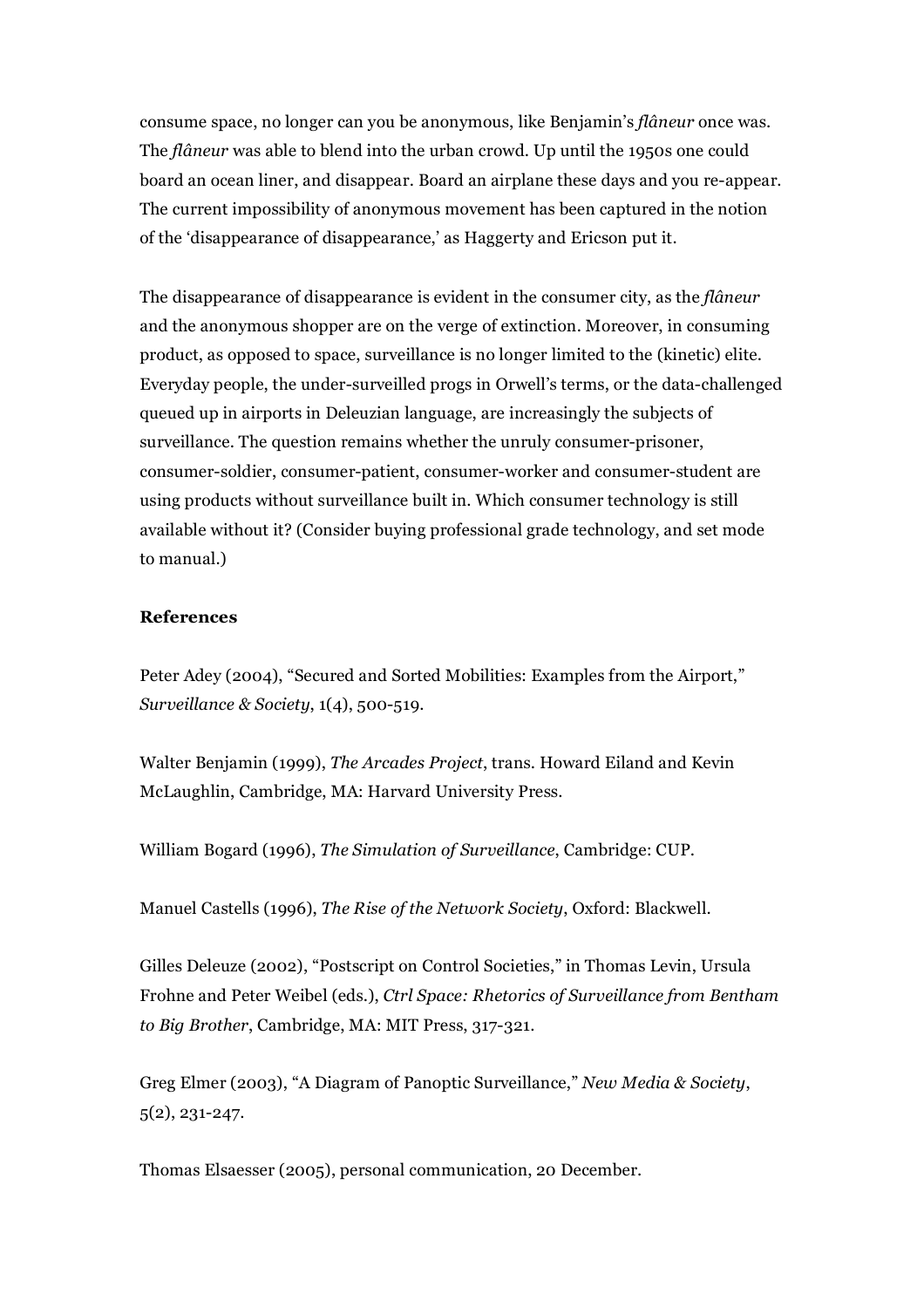consume space, no longer can you be anonymous, like Benjamin's *flâneur* once was. The *flâneur* was able to blend into the urban crowd. Up until the 1950s one could board an ocean liner, and disappear. Board an airplane these days and you re-appear. The current impossibility of anonymous movement has been captured in the notion of the 'disappearance of disappearance,' as Haggerty and Ericson put it.

The disappearance of disappearance is evident in the consumer city, as the *flâneur* and the anonymous shopper are on the verge of extinction. Moreover, in consuming product, as opposed to space, surveillance is no longer limited to the (kinetic) elite. Everyday people, the under-surveilled progs in Orwell's terms, or the data-challenged queued up in airports in Deleuzian language, are increasingly the subjects of surveillance. The question remains whether the unruly consumer-prisoner, consumer-soldier, consumer-patient, consumer-worker and consumer-student are using products without surveillance built in. Which consumer technology is still available without it? (Consider buying professional grade technology, and set mode to manual.)

**References**

Peter Adey (2004), "Secured and Sorted Mobilities: Examples from the Airport," *Surveillance & Society*, 1(4), 500-519.

Walter Benjamin (1999), *The Arcades Project*, trans. Howard Eiland and Kevin McLaughlin, Cambridge, MA: Harvard University Press.

William Bogard (1996), *The Simulation of Surveillance*, Cambridge: CUP.

Manuel Castells (1996), *The Rise of the Network Society*, Oxford: Blackwell.

Gilles Deleuze (2002), "Postscript on Control Societies," in Thomas Levin, Ursula Frohne and Peter Weibel (eds.), *Ctrl Space: Rhetorics of Surveillance from Bentham to Big Brother*, Cambridge, MA: MIT Press, 317-321.

Greg Elmer (2003), "A Diagram of Panoptic Surveillance," *New Media & Society*, 5(2), 231-247.

Thomas Elsaesser (2005), personal communication, 20 December.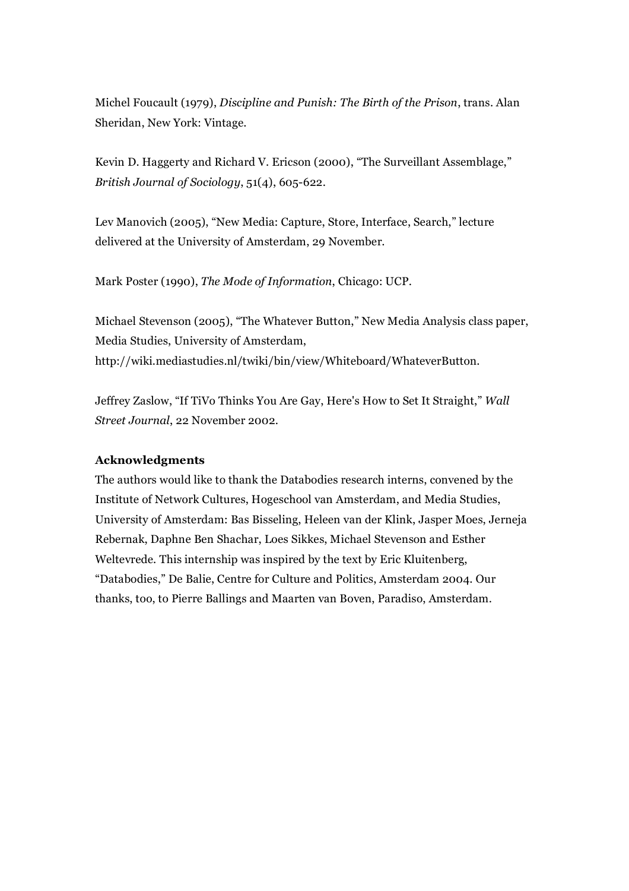Michel Foucault (1979), *Discipline and Punish: The Birth of the Prison*, trans. Alan Sheridan, New York: Vintage.

Kevin D. Haggerty and Richard V. Ericson (2000), "The Surveillant Assemblage," *British Journal of Sociology*, 51(4), 605-622.

Lev Manovich (2005), "New Media: Capture, Store, Interface, Search," lecture delivered at the University of Amsterdam, 29 November.

Mark Poster (1990), *The Mode of Information*, Chicago: UCP.

Michael Stevenson (2005), "The Whatever Button," New Media Analysis class paper, Media Studies, University of Amsterdam, http://wiki.mediastudies.nl/twiki/bin/view/Whiteboard/WhateverButton.

Jeffrey Zaslow, "If TiVo Thinks You Are Gay, Here's How to Set It Straight," *Wall Street Journal*, 22 November 2002.

**Acknowledgments**

The authors would like to thank the Databodies research interns, convened by the Institute of Network Cultures, Hogeschool van Amsterdam, and Media Studies, University of Amsterdam: Bas Bisseling, Heleen van der Klink, Jasper Moes, Jerneja Rebernak, Daphne Ben Shachar, Loes Sikkes, Michael Stevenson and Esther Weltevrede. This internship was inspired by the text by Eric Kluitenberg, "Databodies," De Balie, Centre for Culture and Politics, Amsterdam 2004. Our thanks, too, to Pierre Ballings and Maarten van Boven, Paradiso, Amsterdam.